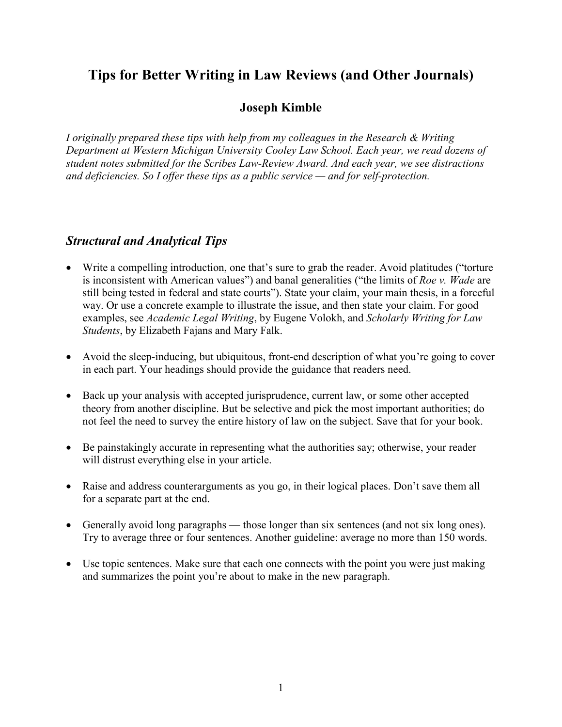# Tips for Better Writing in Law Reviews (and Other Journals)

**Joseph Kimble**

*I originally prepared these tips with help from my colleagues in the Research & Writing Department at Western Michigan University Cooley Law School. Each year, we read dozens of student notes submitted for the Scribes Law-Review Award. And each year, we see distractions and deficiencies. So I offer these tips as a public service — and for self-protection.*

## *Structural and Analytical Tips*

- Write a compelling introduction, one that's sure to grab the reader. Avoid platitudes ("torture is inconsistent with American values") and banal generalities ("the limits of *Roe v. Wade* are still being tested in federal and state courts"). State your claim, your main thesis, in a forceful way. Or use a concrete example to illustrate the issue, and then state your claim. For good examples, see *Academic Legal Writing*, by Eugene Volokh, and *Scholarly Writing for Law Students*, by Elizabeth Fajans and Mary Falk.

- Avoid the sleep-inducing, but ubiquitous, front-end description of what you're going to cover in each part. Your headings should provide the guidance that readers need.

- Back up your analysis with accepted jurisprudence, current law, or some other accepted theory from another discipline. But be selective and pick the most important authorities; do not feel the need to survey the entire history of law on the subject. Save that for your book.

- Be painstakingly accurate in representing what the authorities say; otherwise, your reader will distrust everything else in your article.

- Raise and address counterarguments as you go, in their logical places. Don't save them all for a separate part at the end.

- Generally avoid long paragraphs — those longer than six sentences (and not six long ones). Try to average three or four sentences. Another guideline: average no more than 150 words.

- Use topic sentences. Make sure that each one connects with the point you were just making and summarizes the point you're about to make in the new paragraph.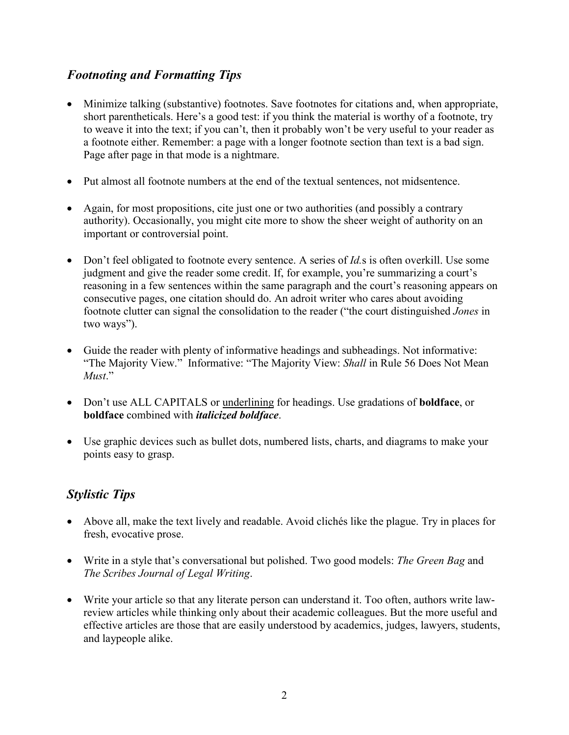## *Footnoting and Formatting Tips*

- Minimize talking (substantive) footnotes. Save footnotes for citations and, when appropriate, short parentheticals. Here's a good test: if you think the material is worthy of a footnote, try to weave it into the text; if you can't, then it probably won't be very useful to your reader as a footnote either. Remember: a page with a longer footnote section than text is a bad sign. Page after page in that mode is a nightmare.

- Put almost all footnote numbers at the end of the textual sentences, not midsentence.

- Again, for most propositions, cite just one or two authorities (and possibly a contrary authority). Occasionally, you might cite more to show the sheer weight of authority on an important or controversial point.

- Don't feel obligated to footnote every sentence. A series of *Id.*s is often overkill. Use some judgment and give the reader some credit. If, for example, you're summarizing a court's reasoning in a few sentences within the same paragraph and the court's reasoning appears on consecutive pages, one citation should do. An adroit writer who cares about avoiding footnote clutter can signal the consolidation to the reader ("the court distinguished *Jones* in two ways").

- Guide the reader with plenty of informative headings and subheadings. Not informative: "The Majority View." Informative: "The Majority View: *Shall* in Rule 56 Does Not Mean *Must*."

- Don't use ALL CAPITALS or <u>underlining</u> for headings. Use gradations of **boldface**, or **boldface** combined with ***italicized boldface***.

- Use graphic devices such as bullet dots, numbered lists, charts, and diagrams to make your points easy to grasp.

## *Stylistic Tips*

- Above all, make the text lively and readable. Avoid clichés like the plague. Try in places for fresh, evocative prose.

- Write in a style that's conversational but polished. Two good models: *The Green Bag* and *The Scribes Journal of Legal Writing*.

- Write your article so that any literate person can understand it. Too often, authors write law-review articles while thinking only about their academic colleagues. But the more useful and effective articles are those that are easily understood by academics, judges, lawyers, students, and laypeople alike.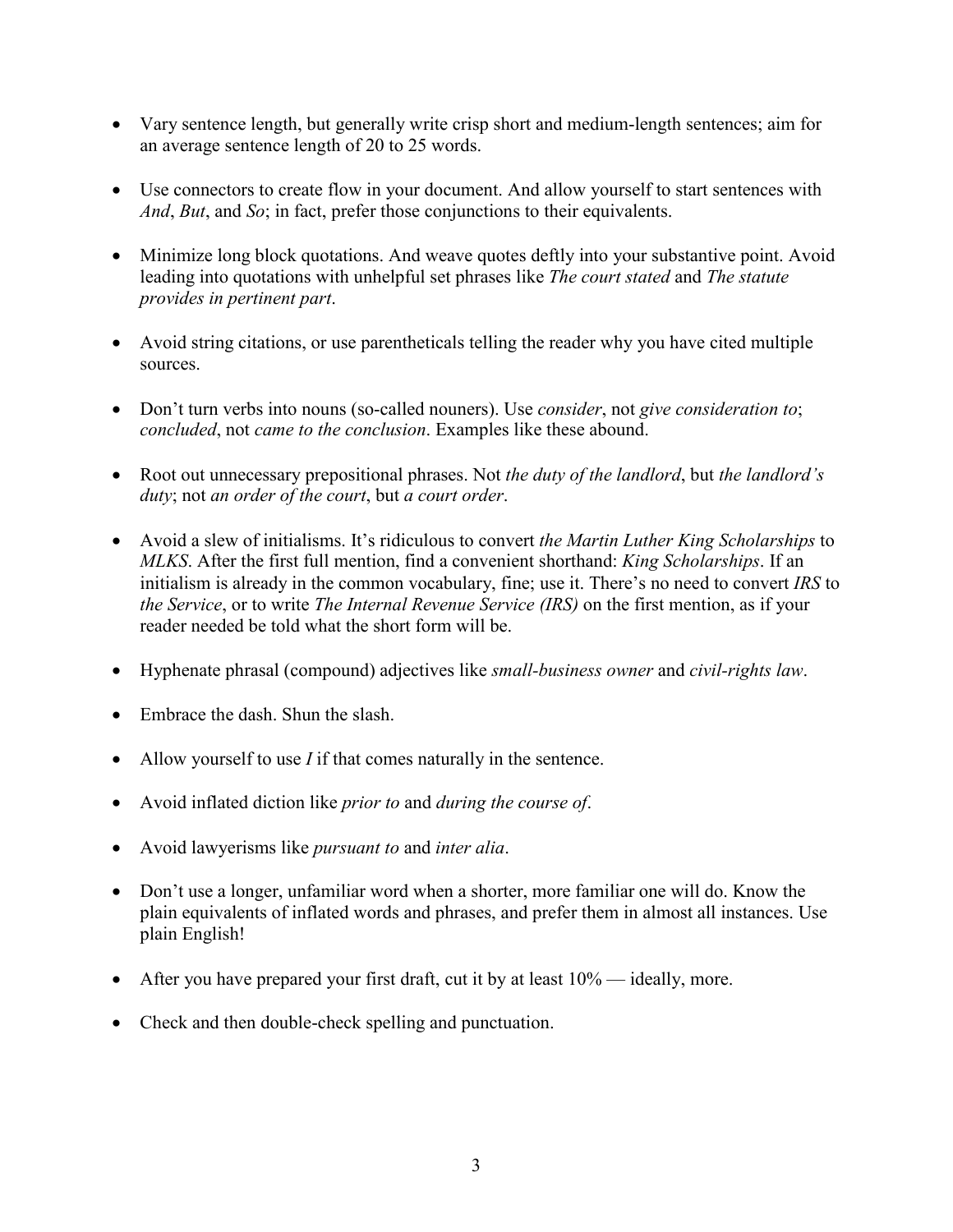- Vary sentence length, but generally write crisp short and medium-length sentences; aim for an average sentence length of 20 to 25 words.

- Use connectors to create flow in your document. And allow yourself to start sentences with *And*, *But*, and *So*; in fact, prefer those conjunctions to their equivalents.

- Minimize long block quotations. And weave quotes deftly into your substantive point. Avoid leading into quotations with unhelpful set phrases like *The court stated* and *The statute provides in pertinent part*.

- Avoid string citations, or use parentheticals telling the reader why you have cited multiple sources.

- Don't turn verbs into nouns (so-called nouners). Use *consider*, not *give consideration to*; *concluded*, not *came to the conclusion*. Examples like these abound.

- Root out unnecessary prepositional phrases. Not *the duty of the landlord*, but *the landlord's duty*; not *an order of the court*, but *a court order*.

- Avoid a slew of initialisms. It's ridiculous to convert *the Martin Luther King Scholarships* to *MLKS*. After the first full mention, find a convenient shorthand: *King Scholarships*. If an initialism is already in the common vocabulary, fine; use it. There's no need to convert *IRS* to *the Service*, or to write *The Internal Revenue Service (IRS)* on the first mention, as if your reader needed be told what the short form will be.

- Hyphenate phrasal (compound) adjectives like *small-business owner* and *civil-rights law*.

- Embrace the dash. Shun the slash.

- Allow yourself to use *I* if that comes naturally in the sentence.

- Avoid inflated diction like *prior to* and *during the course of*.

- Avoid lawyerisms like *pursuant to* and *inter alia*.

- Don't use a longer, unfamiliar word when a shorter, more familiar one will do. Know the plain equivalents of inflated words and phrases, and prefer them in almost all instances. Use plain English!

- After you have prepared your first draft, cut it by at least 10% — ideally, more.

- Check and then double-check spelling and punctuation.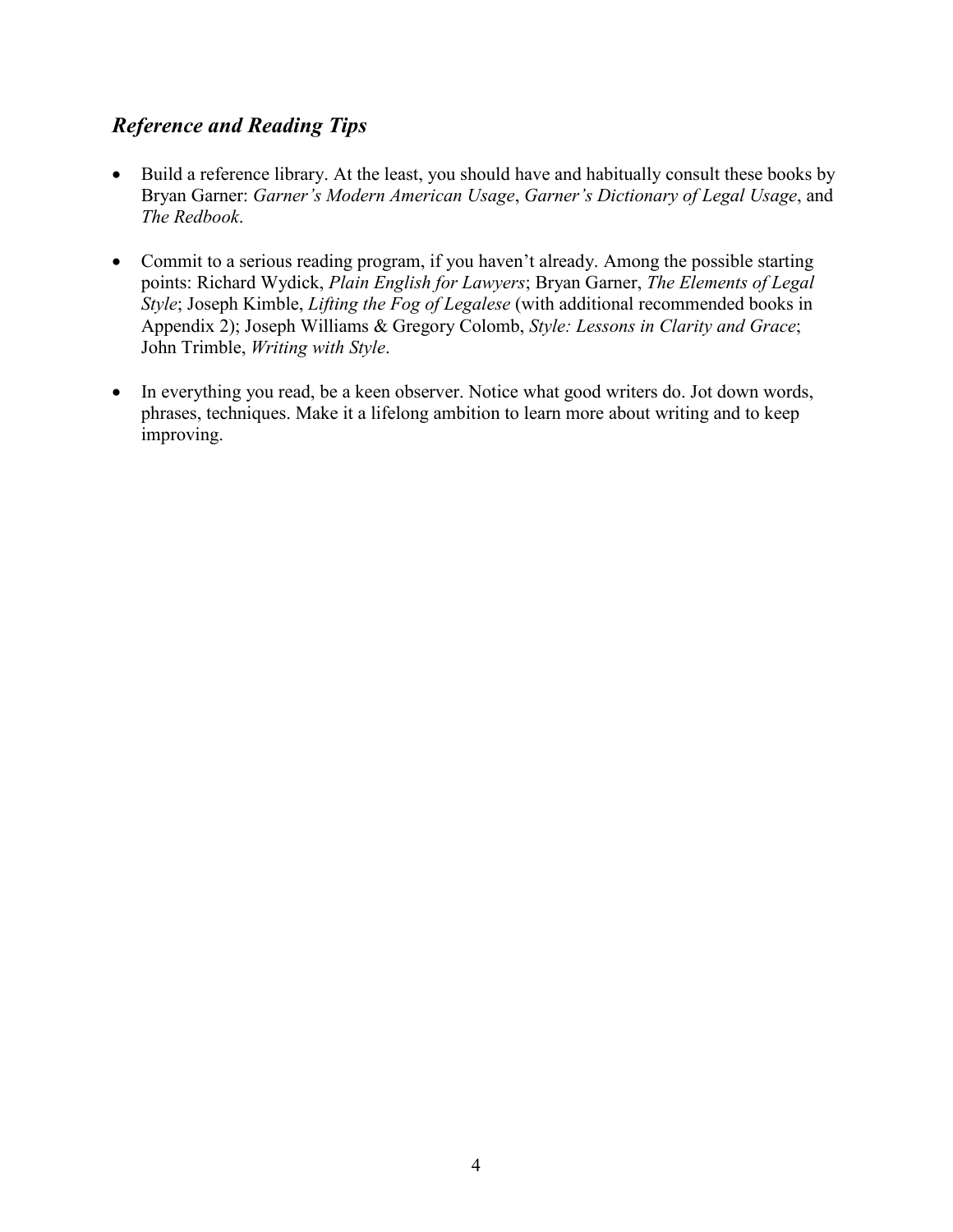## ***Reference and Reading Tips***

- Build a reference library. At the least, you should have and habitually consult these books by Bryan Garner: *Garner's Modern American Usage*, *Garner's Dictionary of Legal Usage*, and *The Redbook*.

- Commit to a serious reading program, if you haven't already. Among the possible starting points: Richard Wydick, *Plain English for Lawyers*; Bryan Garner, *The Elements of Legal Style*; Joseph Kimble, *Lifting the Fog of Legalese* (with additional recommended books in Appendix 2); Joseph Williams & Gregory Colomb, *Style: Lessons in Clarity and Grace*; John Trimble, *Writing with Style*.

- In everything you read, be a keen observer. Notice what good writers do. Jot down words, phrases, techniques. Make it a lifelong ambition to learn more about writing and to keep improving.